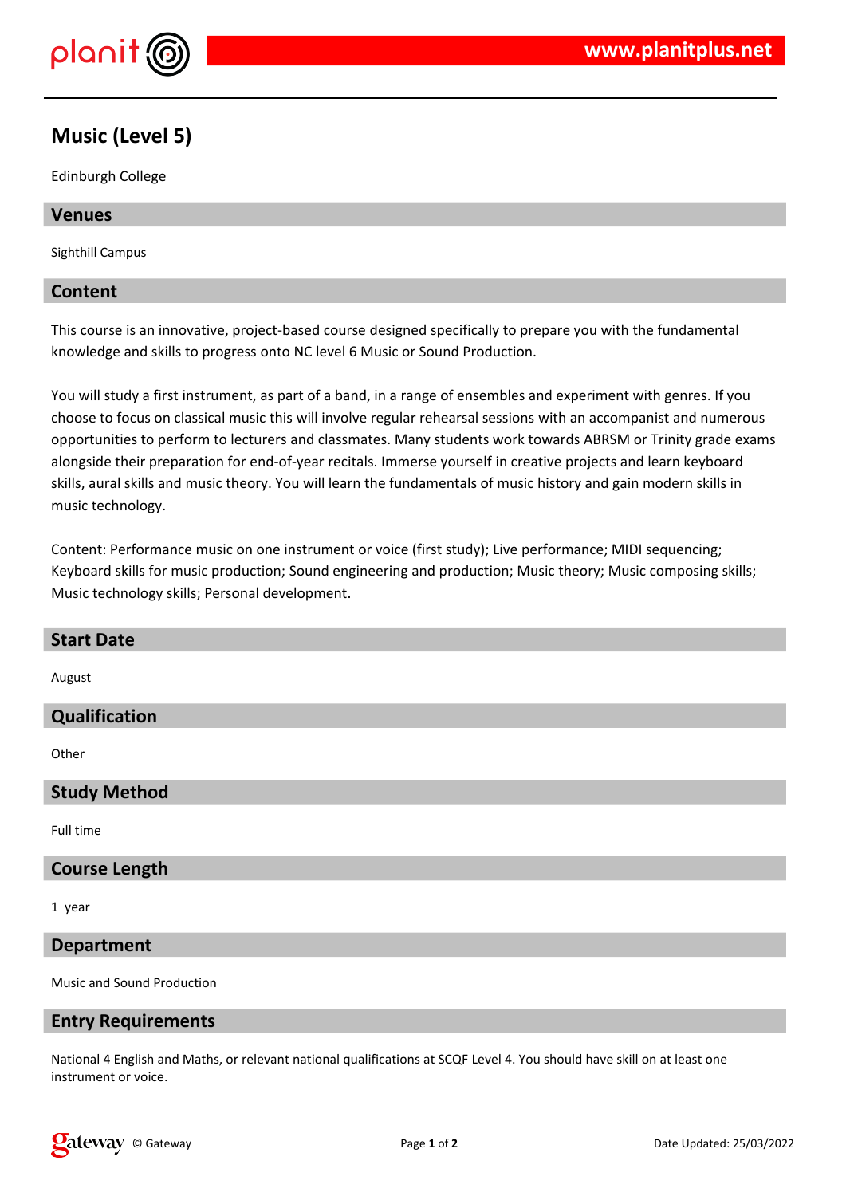# Music (Level 5)

Edinburgh College

## Venues

Sighthill Campus

## Content

This course is an innovative, project-based course designed specifically to prepare you with the fundamental knowledge and skills to progress onto NC level 6 Music or Sound Production.

You will study a first instrument, as part of a band, in a range of ensembles and experiment with genres. If you choose to focus on classical music this will involve regular rehearsal sessions with an accompanist and numerous opportunities to perform to lecturers and classmates. Many students work towards ABRSM or Trinity grade exams alongside their preparation for end-of-year recitals. Immerse yourself in creative projects and learn keyboard skills, aural skills and music theory. You will learn the fundamentals of music history and gain modern skills in music technology.

Content: Performance music on one instrument or voice (first study); Live performance; MIDI sequencing; Keyboard skills for music production; Sound engineering and production; Music theory; Music composing skills; Music technology skills; Personal development.

## Start Date

August

## Qualification

Other

## Study Method

Full time

## Course Length

1 year

## Department

Music and Sound Production

## Entry Requirements

National 4 English and Maths, or relevant national qualifications at SCQF Level 4. You should have skill on at least one instrument or voice.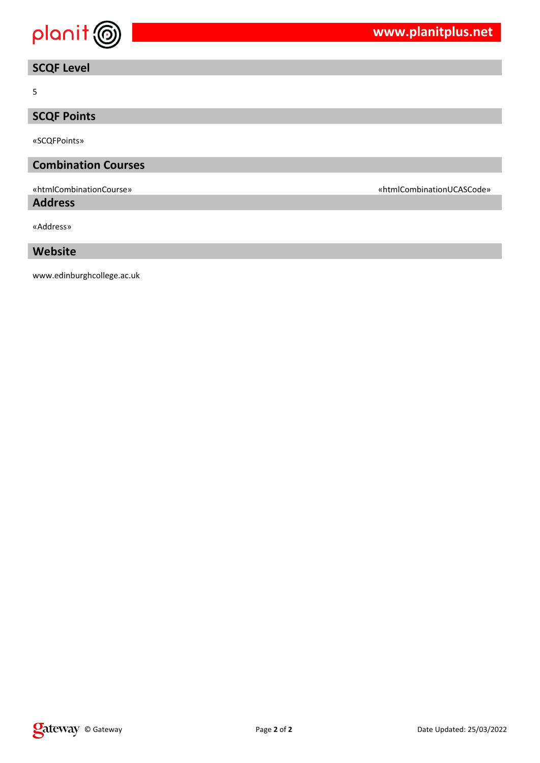## SCQF Level

5

## SCQF Points

«SCQFPoints»

## Combination Courses

«htmlCombinationCourse» «htmlCombinationUCASCode»

## Address

«Address»

## Website

www.edinburghcollege.ac.uk